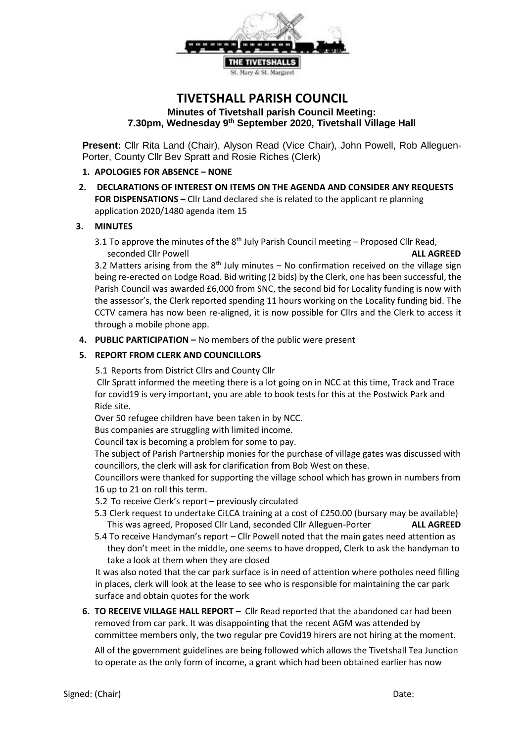# TIVETSHALL PARISH COUNCIL

**Minutes of Tivetshall parish Council Meeting: 7.30pm, Wednesday 9th September 2020, Tivetshall Village Hall**

**Present:** Cllr Rita Land (Chair), Alyson Read (Vice Chair), John Powell, Rob Alleguen-Porter, County Cllr Bev Spratt and Rosie Riches (Clerk)

1. **APOLOGIES FOR ABSENCE – NONE**

2. **DECLARATIONS OF INTEREST ON ITEMS ON THE AGENDA AND CONSIDER ANY REQUESTS FOR DISPENSATIONS –** Cllr Land declared she is related to the applicant re planning application 2020/1480 agenda item 15

3. **MINUTES**

   3.1 To approve the minutes of the 8th July Parish Council meeting – Proposed Cllr Read, seconded Cllr Powell **ALL AGREED**

   3.2 Matters arising from the 8th July minutes – No confirmation received on the village sign being re-erected on Lodge Road. Bid writing (2 bids) by the Clerk, one has been successful, the Parish Council was awarded £6,000 from SNC, the second bid for Locality funding is now with the assessor's, the Clerk reported spending 11 hours working on the Locality funding bid. The CCTV camera has now been re-aligned, it is now possible for Cllrs and the Clerk to access it through a mobile phone app.

4. **PUBLIC PARTICIPATION –** No members of the public were present

5. **REPORT FROM CLERK AND COUNCILLORS**

   5.1 Reports from District Cllrs and County Cllr

   Cllr Spratt informed the meeting there is a lot going on in NCC at this time, Track and Trace for covid19 is very important, you are able to book tests for this at the Postwick Park and Ride site.

   Over 50 refugee children have been taken in by NCC.

   Bus companies are struggling with limited income.

   Council tax is becoming a problem for some to pay.

   The subject of Parish Partnership monies for the purchase of village gates was discussed with councillors, the clerk will ask for clarification from Bob West on these.

   Councillors were thanked for supporting the village school which has grown in numbers from 16 up to 21 on roll this term.

   5.2 To receive Clerk's report – previously circulated

   5.3 Clerk request to undertake CiLCA training at a cost of £250.00 (bursary may be available) This was agreed, Proposed Cllr Land, seconded Cllr Alleguen-Porter **ALL AGREED**

   5.4 To receive Handyman's report – Cllr Powell noted that the main gates need attention as they don't meet in the middle, one seems to have dropped, Clerk to ask the handyman to take a look at them when they are closed

   It was also noted that the car park surface is in need of attention where potholes need filling in places, clerk will look at the lease to see who is responsible for maintaining the car park surface and obtain quotes for the work

6. **TO RECEIVE VILLAGE HALL REPORT –** Cllr Read reported that the abandoned car had been removed from car park. It was disappointing that the recent AGM was attended by committee members only, the two regular pre Covid19 hirers are not hiring at the moment.

   All of the government guidelines are being followed which allows the Tivetshall Tea Junction to operate as the only form of income, a grant which had been obtained earlier has now

Signed: (Chair) Date: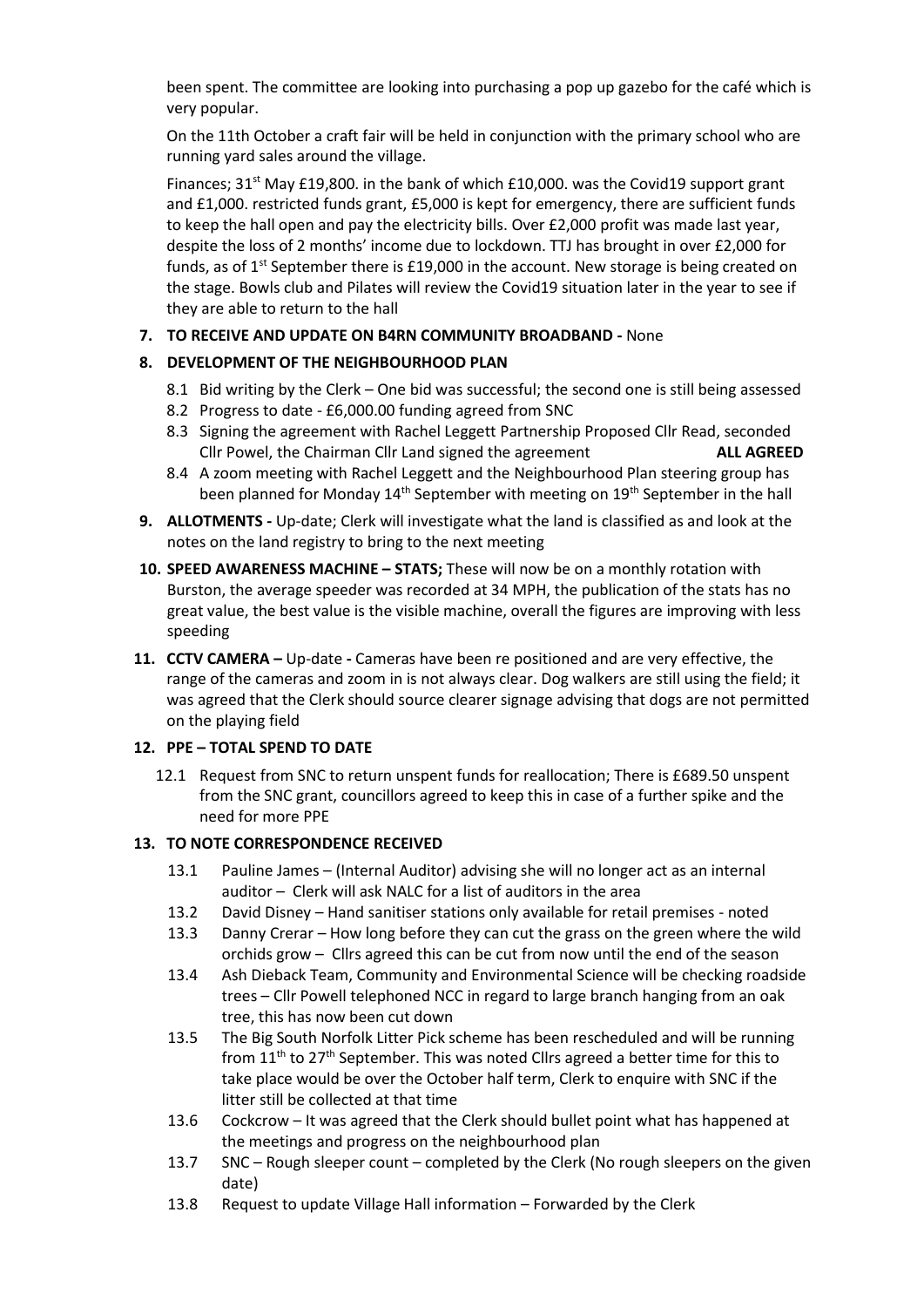been spent. The committee are looking into purchasing a pop up gazebo for the café which is very popular.

On the 11th October a craft fair will be held in conjunction with the primary school who are running yard sales around the village.

Finances; 31st May £19,800. in the bank of which £10,000. was the Covid19 support grant and £1,000. restricted funds grant, £5,000 is kept for emergency, there are sufficient funds to keep the hall open and pay the electricity bills. Over £2,000 profit was made last year, despite the loss of 2 months' income due to lockdown. TTJ has brought in over £2,000 for funds, as of 1st September there is £19,000 in the account. New storage is being created on the stage. Bowls club and Pilates will review the Covid19 situation later in the year to see if they are able to return to the hall

7. **TO RECEIVE AND UPDATE ON B4RN COMMUNITY BROADBAND -** None

8. **DEVELOPMENT OF THE NEIGHBOURHOOD PLAN**
   - 8.1 Bid writing by the Clerk – One bid was successful; the second one is still being assessed
   - 8.2 Progress to date - £6,000.00 funding agreed from SNC
   - 8.3 Signing the agreement with Rachel Leggett Partnership Proposed Cllr Read, seconded Cllr Powel, the Chairman Cllr Land signed the agreement **ALL AGREED**
   - 8.4 A zoom meeting with Rachel Leggett and the Neighbourhood Plan steering group has been planned for Monday 14th September with meeting on 19th September in the hall

9. **ALLOTMENTS -** Up-date; Clerk will investigate what the land is classified as and look at the notes on the land registry to bring to the next meeting

10. **SPEED AWARENESS MACHINE – STATS;** These will now be on a monthly rotation with Burston, the average speeder was recorded at 34 MPH, the publication of the stats has no great value, the best value is the visible machine, overall the figures are improving with less speeding

11. **CCTV CAMERA –** Up-date **-** Cameras have been re positioned and are very effective, the range of the cameras and zoom in is not always clear. Dog walkers are still using the field; it was agreed that the Clerk should source clearer signage advising that dogs are not permitted on the playing field

12. **PPE – TOTAL SPEND TO DATE**
    - 12.1 Request from SNC to return unspent funds for reallocation; There is £689.50 unspent from the SNC grant, councillors agreed to keep this in case of a further spike and the need for more PPE

13. **TO NOTE CORRESPONDENCE RECEIVED**
    - 13.1 Pauline James – (Internal Auditor) advising she will no longer act as an internal auditor – Clerk will ask NALC for a list of auditors in the area
    - 13.2 David Disney – Hand sanitiser stations only available for retail premises - noted
    - 13.3 Danny Crerar – How long before they can cut the grass on the green where the wild orchids grow – Cllrs agreed this can be cut from now until the end of the season
    - 13.4 Ash Dieback Team, Community and Environmental Science will be checking roadside trees – Cllr Powell telephoned NCC in regard to large branch hanging from an oak tree, this has now been cut down
    - 13.5 The Big South Norfolk Litter Pick scheme has been rescheduled and will be running from 11th to 27th September. This was noted Cllrs agreed a better time for this to take place would be over the October half term, Clerk to enquire with SNC if the litter still be collected at that time
    - 13.6 Cockcrow – It was agreed that the Clerk should bullet point what has happened at the meetings and progress on the neighbourhood plan
    - 13.7 SNC – Rough sleeper count – completed by the Clerk (No rough sleepers on the given date)
    - 13.8 Request to update Village Hall information – Forwarded by the Clerk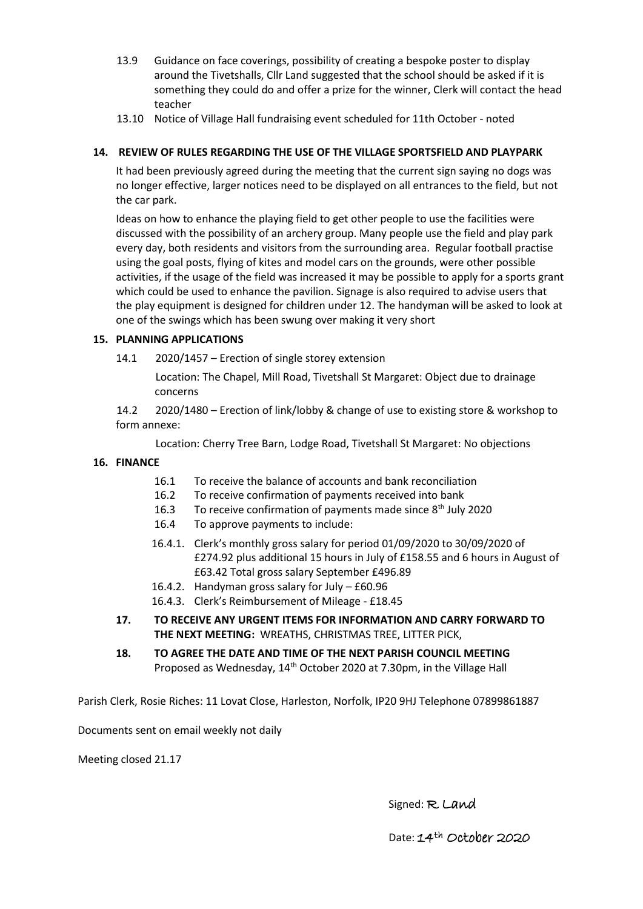13.9 Guidance on face coverings, possibility of creating a bespoke poster to display around the Tivetshalls, Cllr Land suggested that the school should be asked if it is something they could do and offer a prize for the winner, Clerk will contact the head teacher

13.10 Notice of Village Hall fundraising event scheduled for 11th October - noted

**14. REVIEW OF RULES REGARDING THE USE OF THE VILLAGE SPORTSFIELD AND PLAYPARK**

It had been previously agreed during the meeting that the current sign saying no dogs was no longer effective, larger notices need to be displayed on all entrances to the field, but not the car park.

Ideas on how to enhance the playing field to get other people to use the facilities were discussed with the possibility of an archery group. Many people use the field and play park every day, both residents and visitors from the surrounding area. Regular football practise using the goal posts, flying of kites and model cars on the grounds, were other possible activities, if the usage of the field was increased it may be possible to apply for a sports grant which could be used to enhance the pavilion. Signage is also required to advise users that the play equipment is designed for children under 12. The handyman will be asked to look at one of the swings which has been swung over making it very short

**15. PLANNING APPLICATIONS**

14.1 2020/1457 – Erection of single storey extension

Location: The Chapel, Mill Road, Tivetshall St Margaret: Object due to drainage concerns

14.2 2020/1480 – Erection of link/lobby & change of use to existing store & workshop to form annexe:

Location: Cherry Tree Barn, Lodge Road, Tivetshall St Margaret: No objections

**16. FINANCE**

16.1 To receive the balance of accounts and bank reconciliation

16.2 To receive confirmation of payments received into bank

16.3 To receive confirmation of payments made since 8th July 2020

16.4 To approve payments to include:

16.4.1. Clerk's monthly gross salary for period 01/09/2020 to 30/09/2020 of £274.92 plus additional 15 hours in July of £158.55 and 6 hours in August of £63.42 Total gross salary September £496.89

16.4.2. Handyman gross salary for July – £60.96

16.4.3. Clerk's Reimbursement of Mileage - £18.45

**17. TO RECEIVE ANY URGENT ITEMS FOR INFORMATION AND CARRY FORWARD TO THE NEXT MEETING:** WREATHS, CHRISTMAS TREE, LITTER PICK,

**18. TO AGREE THE DATE AND TIME OF THE NEXT PARISH COUNCIL MEETING**
Proposed as Wednesday, 14th October 2020 at 7.30pm, in the Village Hall

Parish Clerk, Rosie Riches: 11 Lovat Close, Harleston, Norfolk, IP20 9HJ Telephone 07899861887

Documents sent on email weekly not daily

Meeting closed 21.17

Signed: R Land

Date: 14th October 2020